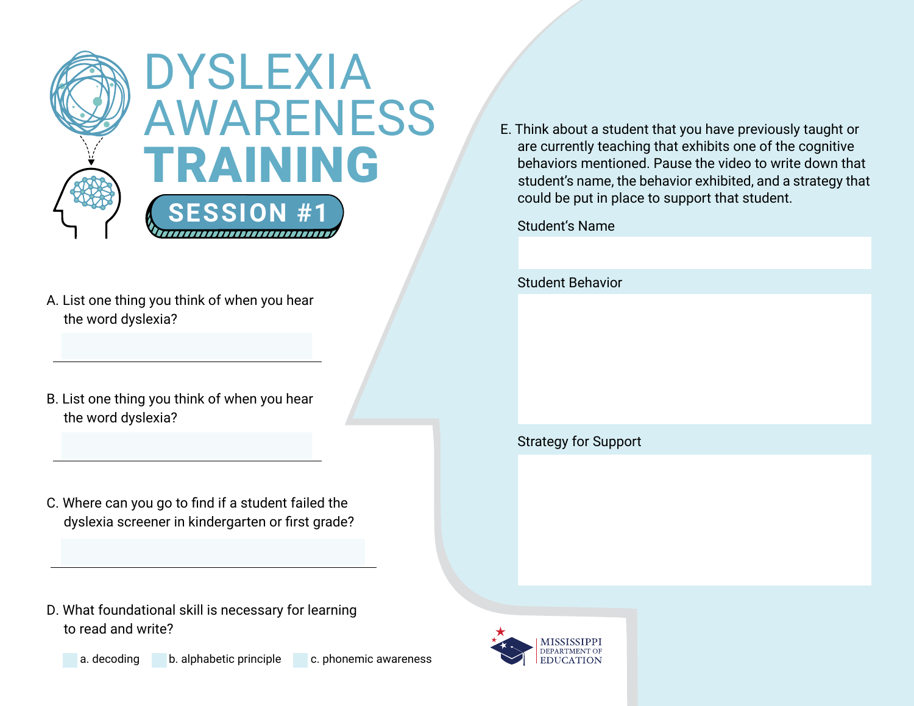# DYSLEXIA AWARENESS TRAINING

## SESSION #1

A. List one thing you think of when you hear the word dyslexia?

B. List one thing you think of when you hear the word dyslexia?

C. Where can you go to find if a student failed the dyslexia screener in kindergarten or first grade?

D. What foundational skill is necessary for learning to read and write?

a. decoding   b. alphabetic principle   c. phonemic awareness

E. Think about a student that you have previously taught or are currently teaching that exhibits one of the cognitive behaviors mentioned. Pause the video to write down that student's name, the behavior exhibited, and a strategy that could be put in place to support that student.

Student's Name

Student Behavior

Strategy for Support

MISSISSIPPI DEPARTMENT OF EDUCATION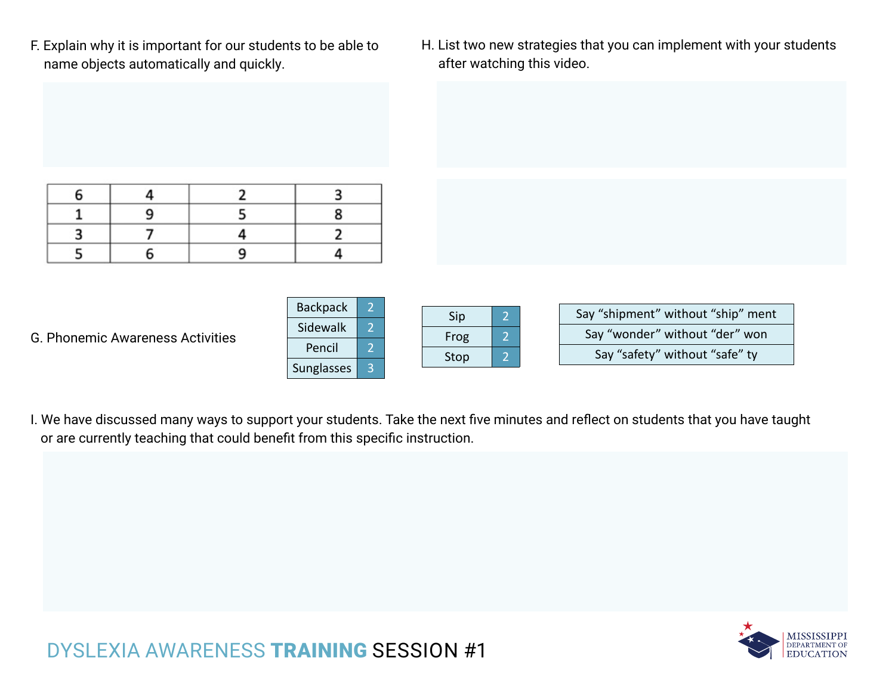F. Explain why it is important for our students to be able to name objects automatically and quickly.

| | | | |
|---|---|---|---|
| 6 | 4 | 2 | 3 |
| 1 | 9 | 5 | 8 |
| 3 | 7 | 4 | 2 |
| 5 | 6 | 9 | 4 |

H. List two new strategies that you can implement with your students after watching this video.

G. Phonemic Awareness Activities

| | |
|---|---|
| Backpack | 2 |
| Sidewalk | 2 |
| Pencil | 2 |
| Sunglasses | 3 |

| | |
|---|---|
| Sip | 2 |
| Frog | 2 |
| Stop | 2 |

| |
|---|
| Say “shipment” without “ship” ment |
| Say “wonder” without “der” won |
| Say “safety” without “safe” ty |

I. We have discussed many ways to support your students. Take the next five minutes and reflect on students that you have taught or are currently teaching that could benefit from this specific instruction.